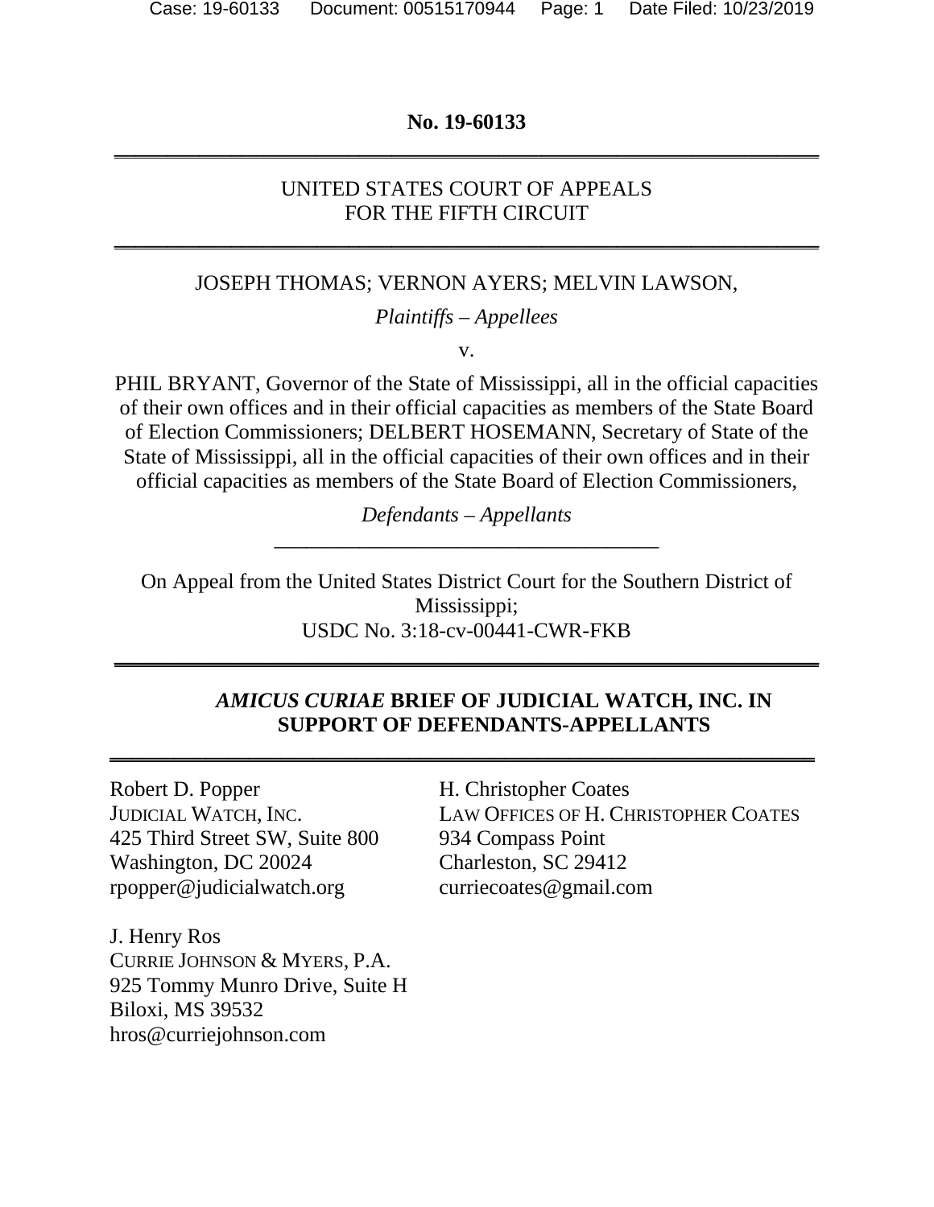**No. 19-60133**

---

UNITED STATES COURT OF APPEALS
FOR THE FIFTH CIRCUIT

---

JOSEPH THOMAS; VERNON AYERS; MELVIN LAWSON,

*Plaintiffs – Appellees*

v.

PHIL BRYANT, Governor of the State of Mississippi, all in the official capacities of their own offices and in their official capacities as members of the State Board of Election Commissioners; DELBERT HOSEMANN, Secretary of State of the State of Mississippi, all in the official capacities of their own offices and in their official capacities as members of the State Board of Election Commissioners,

*Defendants – Appellants*

---

On Appeal from the United States District Court for the Southern District of Mississippi;
USDC No. 3:18-cv-00441-CWR-FKB

---

***AMICUS CURIAE* BRIEF OF JUDICIAL WATCH, INC. IN SUPPORT OF DEFENDANTS-APPELLANTS**

---

Robert D. Popper
JUDICIAL WATCH, INC.
425 Third Street SW, Suite 800
Washington, DC 20024
rpopper@judicialwatch.org

H. Christopher Coates
LAW OFFICES OF H. CHRISTOPHER COATES
934 Compass Point
Charleston, SC 29412
curriecoates@gmail.com

J. Henry Ros
CURRIE JOHNSON & MYERS, P.A.
925 Tommy Munro Drive, Suite H
Biloxi, MS 39532
hros@curriejohnson.com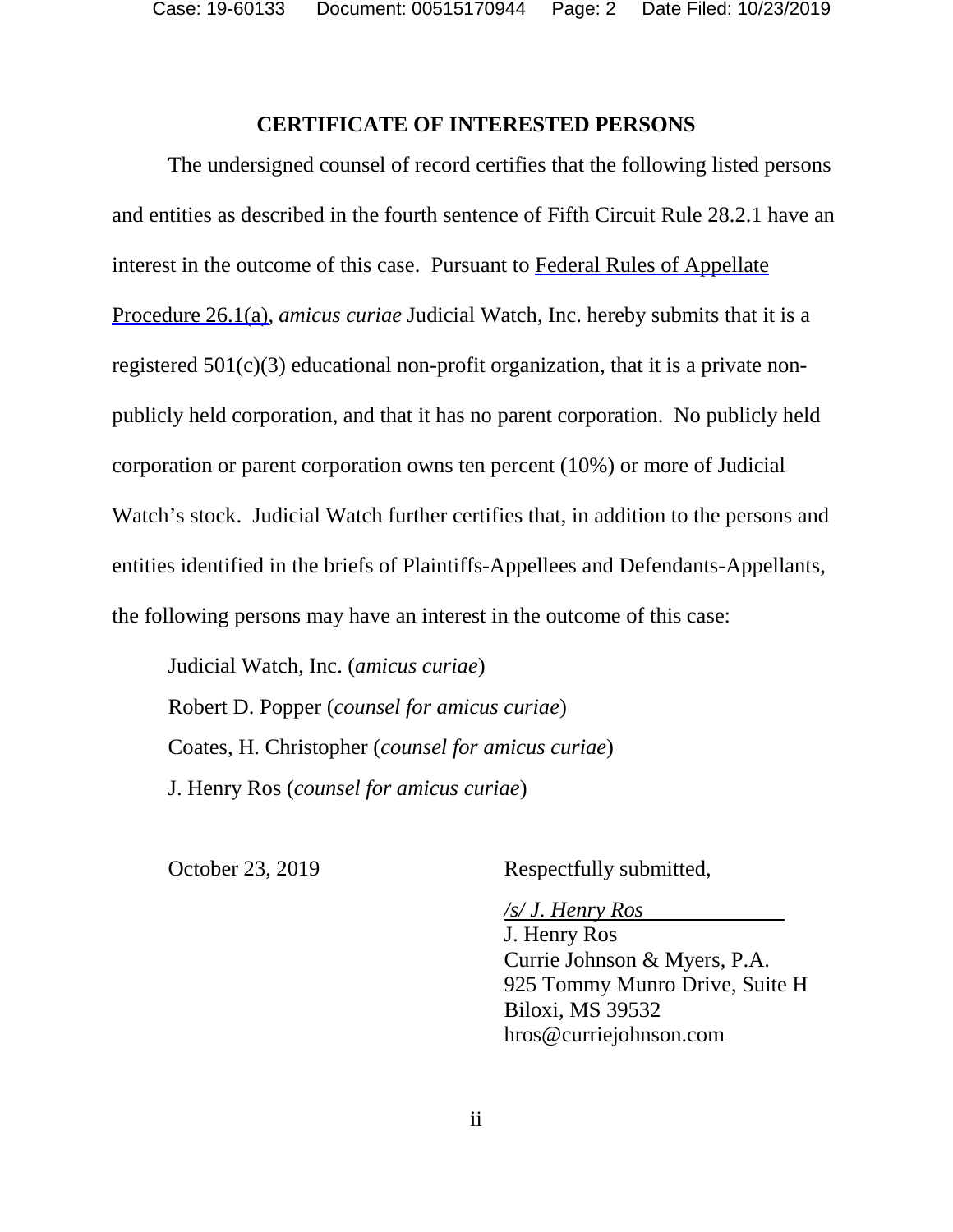## CERTIFICATE OF INTERESTED PERSONS

The undersigned counsel of record certifies that the following listed persons and entities as described in the fourth sentence of Fifth Circuit Rule 28.2.1 have an interest in the outcome of this case. Pursuant to Federal Rules of Appellate Procedure 26.1(a), *amicus curiae* Judicial Watch, Inc. hereby submits that it is a registered 501(c)(3) educational non-profit organization, that it is a private non-publicly held corporation, and that it has no parent corporation. No publicly held corporation or parent corporation owns ten percent (10%) or more of Judicial Watch's stock. Judicial Watch further certifies that, in addition to the persons and entities identified in the briefs of Plaintiffs-Appellees and Defendants-Appellants, the following persons may have an interest in the outcome of this case:

Judicial Watch, Inc. (*amicus curiae*)
Robert D. Popper (*counsel for amicus curiae*)
Coates, H. Christopher (*counsel for amicus curiae*)
J. Henry Ros (*counsel for amicus curiae*)

October 23, 2019

Respectfully submitted,

*/s/ J. Henry Ros*
J. Henry Ros
Currie Johnson & Myers, P.A.
925 Tommy Munro Drive, Suite H
Biloxi, MS 39532
hros@curriejohnson.com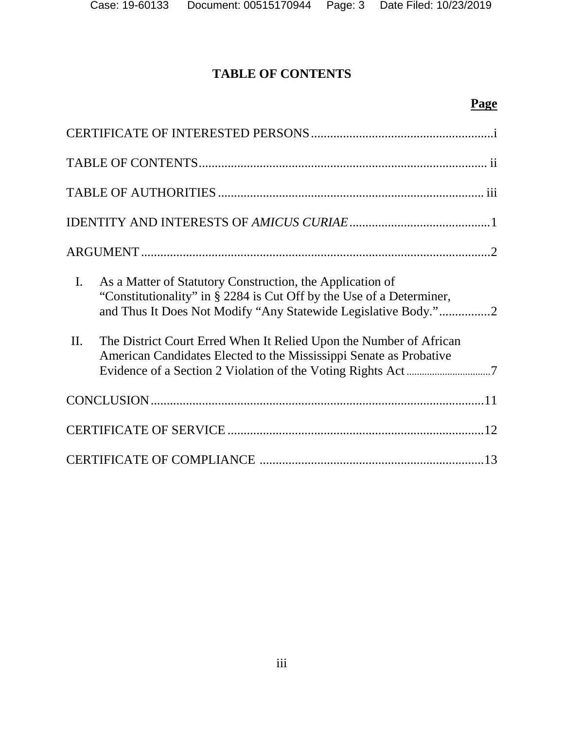# TABLE OF CONTENTS

**Page**

CERTIFICATE OF INTERESTED PERSONS ........................................................ i

TABLE OF CONTENTS ........................................................................................ ii

TABLE OF AUTHORITIES ................................................................................. iii

IDENTITY AND INTERESTS OF *AMICUS CURIAE* ............................................ 1

ARGUMENT .......................................................................................................... 2

I. As a Matter of Statutory Construction, the Application of "Constitutionality" in § 2284 is Cut Off by the Use of a Determiner, and Thus It Does Not Modify "Any Statewide Legislative Body." ................ 2

II. The District Court Erred When It Relied Upon the Number of African American Candidates Elected to the Mississippi Senate as Probative Evidence of a Section 2 Violation of the Voting Rights Act ................................ 7

CONCLUSION ...................................................................................................... 11

CERTIFICATE OF SERVICE ............................................................................... 12

CERTIFICATE OF COMPLIANCE ..................................................................... 13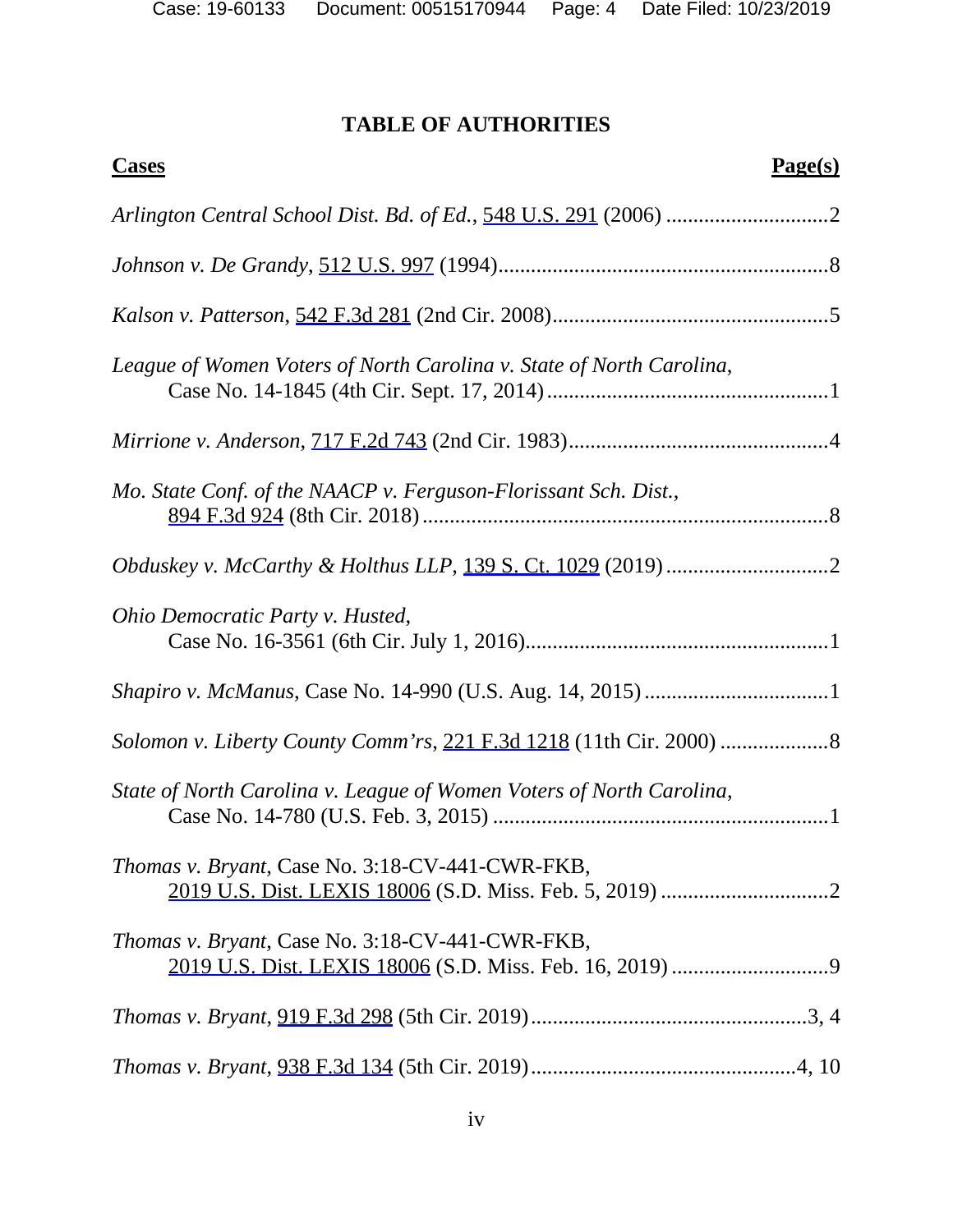# TABLE OF AUTHORITIES

| **Cases** | **Page(s)** |
|---|---|
| *Arlington Central School Dist. Bd. of Ed.*, 548 U.S. 291 (2006) | 2 |
| *Johnson v. De Grandy*, 512 U.S. 997 (1994) | 8 |
| *Kalson v. Patterson*, 542 F.3d 281 (2nd Cir. 2008) | 5 |
| *League of Women Voters of North Carolina v. State of North Carolina*, Case No. 14-1845 (4th Cir. Sept. 17, 2014) | 1 |
| *Mirrione v. Anderson*, 717 F.2d 743 (2nd Cir. 1983) | 4 |
| *Mo. State Conf. of the NAACP v. Ferguson-Florissant Sch. Dist.*, 894 F.3d 924 (8th Cir. 2018) | 8 |
| *Obduskey v. McCarthy & Holthus LLP*, 139 S. Ct. 1029 (2019) | 2 |
| *Ohio Democratic Party v. Husted*, Case No. 16-3561 (6th Cir. July 1, 2016) | 1 |
| *Shapiro v. McManus*, Case No. 14-990 (U.S. Aug. 14, 2015) | 1 |
| *Solomon v. Liberty County Comm'rs*, 221 F.3d 1218 (11th Cir. 2000) | 8 |
| *State of North Carolina v. League of Women Voters of North Carolina*, Case No. 14-780 (U.S. Feb. 3, 2015) | 1 |
| *Thomas v. Bryant*, Case No. 3:18-CV-441-CWR-FKB, 2019 U.S. Dist. LEXIS 18006 (S.D. Miss. Feb. 5, 2019) | 2 |
| *Thomas v. Bryant*, Case No. 3:18-CV-441-CWR-FKB, 2019 U.S. Dist. LEXIS 18006 (S.D. Miss. Feb. 16, 2019) | 9 |
| *Thomas v. Bryant*, 919 F.3d 298 (5th Cir. 2019) | 3, 4 |
| *Thomas v. Bryant*, 938 F.3d 134 (5th Cir. 2019) | 4, 10 |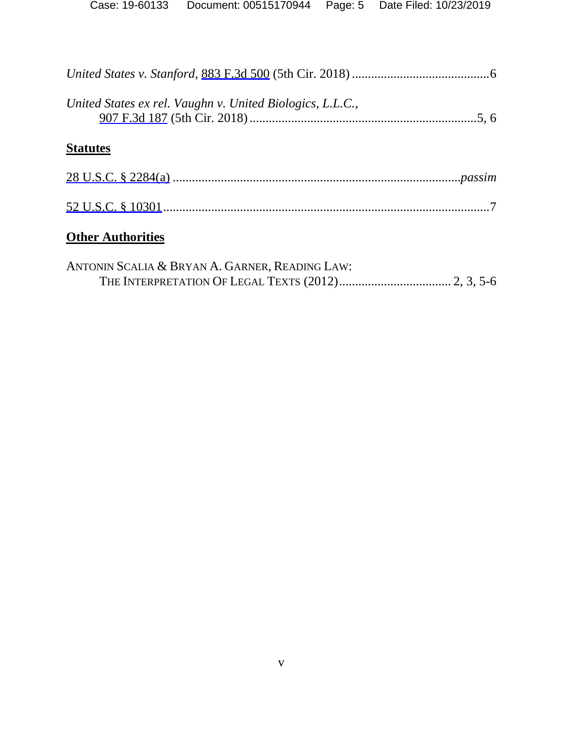*United States v. Stanford*, 883 F.3d 500 (5th Cir. 2018) ...........................................6

*United States ex rel. Vaughn v. United Biologics, L.L.C.*,
907 F.3d 187 (5th Cir. 2018) .......................................................................5, 6

**Statutes**

28 U.S.C. § 2284(a) ......................................................................................... *passim*

52 U.S.C. § 10301 ...................................................................................................7

**Other Authorities**

ANTONIN SCALIA & BRYAN A. GARNER, READING LAW:
THE INTERPRETATION OF LEGAL TEXTS (2012) .................................. 2, 3, 5-6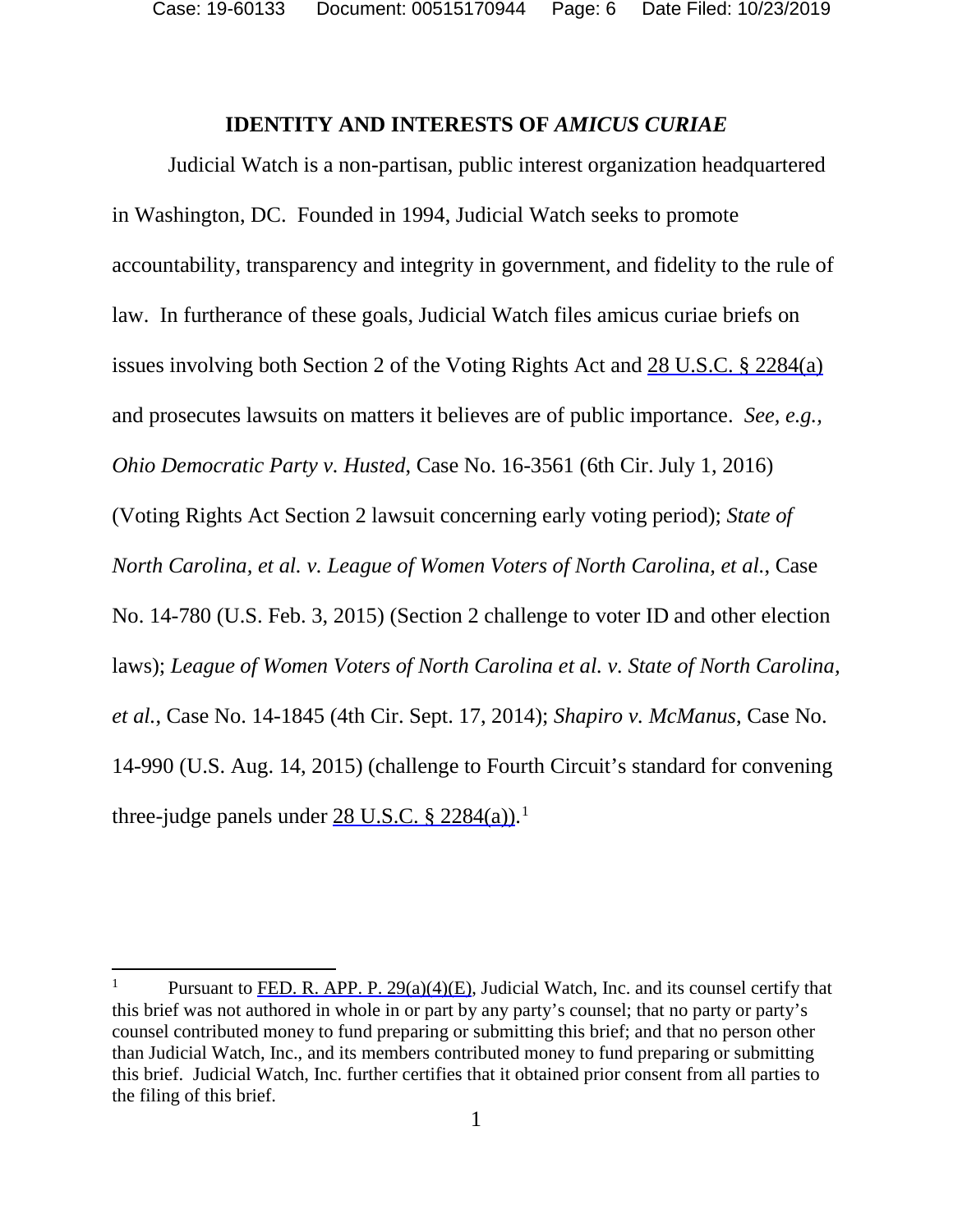## IDENTITY AND INTERESTS OF *AMICUS CURIAE*

Judicial Watch is a non-partisan, public interest organization headquartered in Washington, DC. Founded in 1994, Judicial Watch seeks to promote accountability, transparency and integrity in government, and fidelity to the rule of law. In furtherance of these goals, Judicial Watch files amicus curiae briefs on issues involving both Section 2 of the Voting Rights Act and 28 U.S.C. § 2284(a) and prosecutes lawsuits on matters it believes are of public importance. *See, e.g.*, *Ohio Democratic Party v. Husted*, Case No. 16-3561 (6th Cir. July 1, 2016) (Voting Rights Act Section 2 lawsuit concerning early voting period); *State of North Carolina, et al. v. League of Women Voters of North Carolina, et al.*, Case No. 14-780 (U.S. Feb. 3, 2015) (Section 2 challenge to voter ID and other election laws); *League of Women Voters of North Carolina et al. v. State of North Carolina, et al.*, Case No. 14-1845 (4th Cir. Sept. 17, 2014); *Shapiro v. McManus*, Case No. 14-990 (U.S. Aug. 14, 2015) (challenge to Fourth Circuit's standard for convening three-judge panels under 28 U.S.C. § 2284(a)).[1]

---

[1] Pursuant to FED. R. APP. P. 29(a)(4)(E), Judicial Watch, Inc. and its counsel certify that this brief was not authored in whole in or part by any party's counsel; that no party or party's counsel contributed money to fund preparing or submitting this brief; and that no person other than Judicial Watch, Inc., and its members contributed money to fund preparing or submitting this brief. Judicial Watch, Inc. further certifies that it obtained prior consent from all parties to the filing of this brief.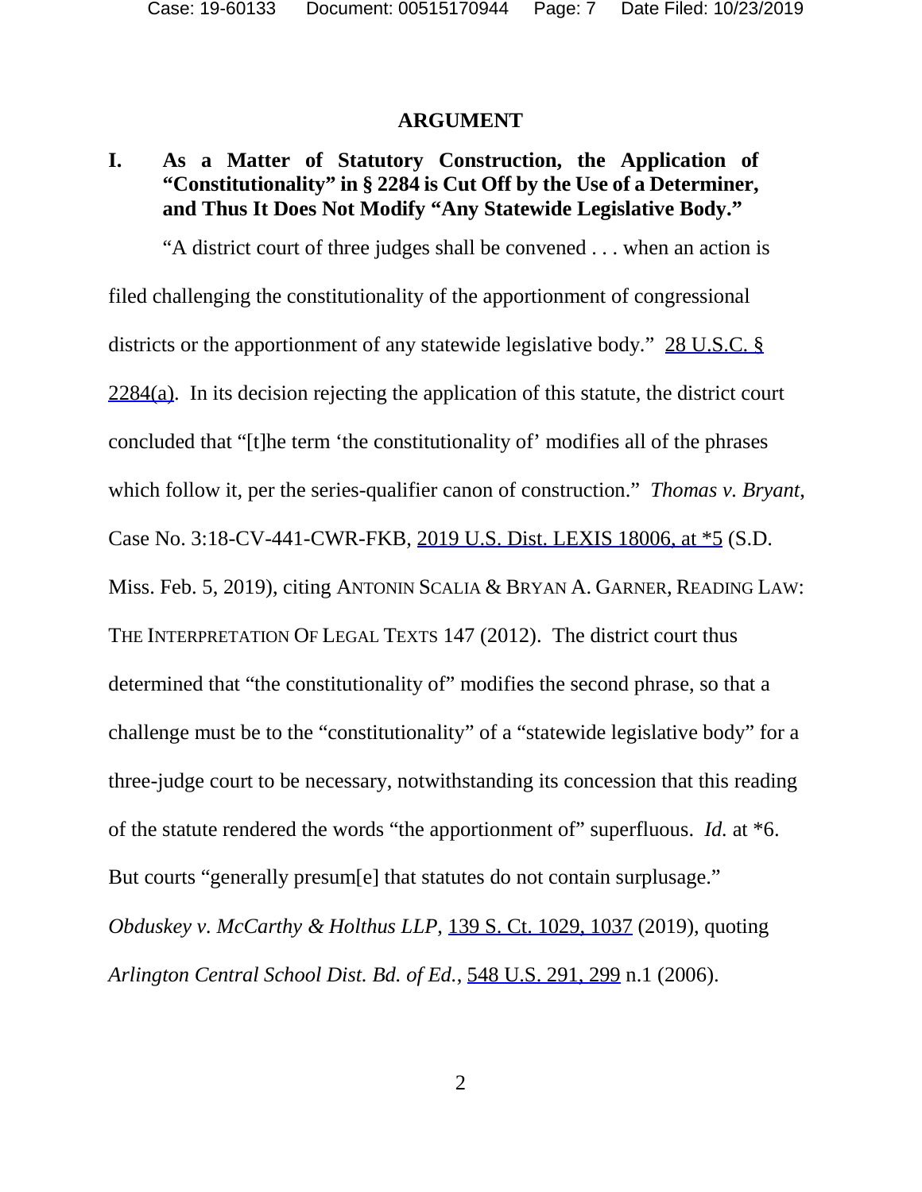## ARGUMENT

### I. As a Matter of Statutory Construction, the Application of "Constitutionality" in § 2284 is Cut Off by the Use of a Determiner, and Thus It Does Not Modify "Any Statewide Legislative Body."

"A district court of three judges shall be convened . . . when an action is filed challenging the constitutionality of the apportionment of congressional districts or the apportionment of any statewide legislative body." 28 U.S.C. § 2284(a). In its decision rejecting the application of this statute, the district court concluded that "[t]he term 'the constitutionality of' modifies all of the phrases which follow it, per the series-qualifier canon of construction." *Thomas v. Bryant*, Case No. 3:18-CV-441-CWR-FKB, 2019 U.S. Dist. LEXIS 18006, at *5 (S.D. Miss. Feb. 5, 2019), citing ANTONIN SCALIA & BRYAN A. GARNER, READING LAW: THE INTERPRETATION OF LEGAL TEXTS 147 (2012). The district court thus determined that "the constitutionality of" modifies the second phrase, so that a challenge must be to the "constitutionality" of a "statewide legislative body" for a three-judge court to be necessary, notwithstanding its concession that this reading of the statute rendered the words "the apportionment of" superfluous. *Id.* at *6. But courts "generally presum[e] that statutes do not contain surplusage." *Obduskey v. McCarthy & Holthus LLP*, 139 S. Ct. 1029, 1037 (2019), quoting *Arlington Central School Dist. Bd. of Ed.*, 548 U.S. 291, 299 n.1 (2006).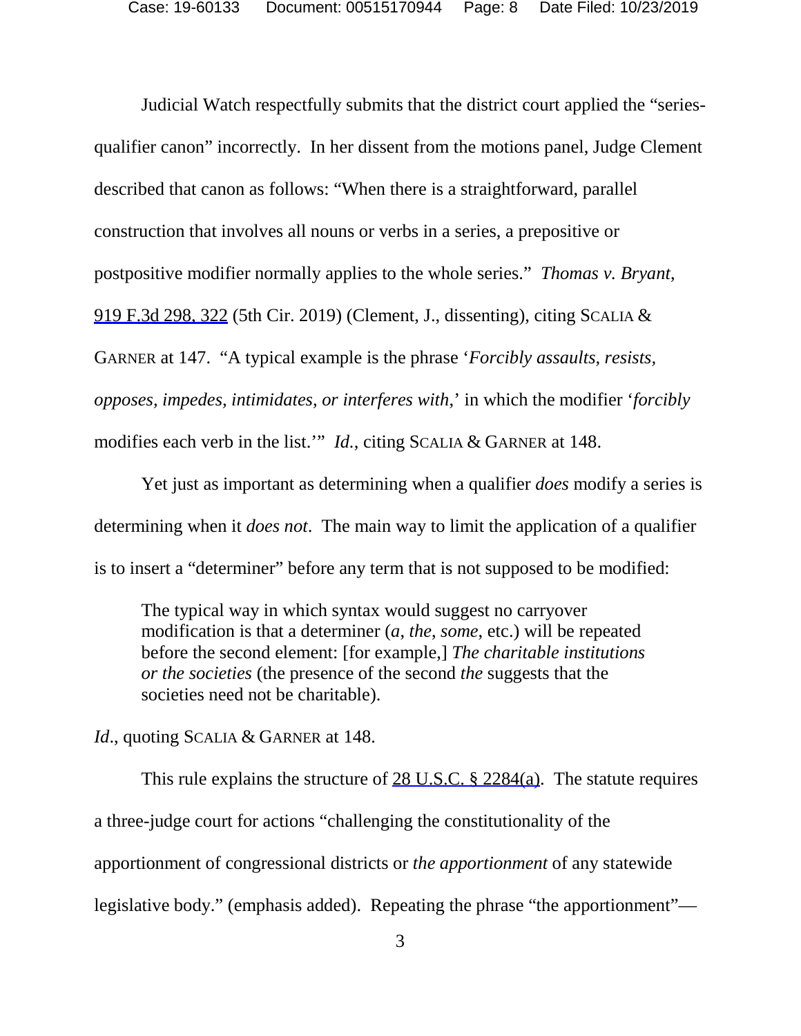Judicial Watch respectfully submits that the district court applied the "series-qualifier canon" incorrectly. In her dissent from the motions panel, Judge Clement described that canon as follows: "When there is a straightforward, parallel construction that involves all nouns or verbs in a series, a prepositive or postpositive modifier normally applies to the whole series." *Thomas v. Bryant*, 919 F.3d 298, 322 (5th Cir. 2019) (Clement, J., dissenting), citing SCALIA & GARNER at 147. "A typical example is the phrase '*Forcibly assaults, resists, opposes, impedes, intimidates, or interferes with*,' in which the modifier '*forcibly* modifies each verb in the list.'" *Id.*, citing SCALIA & GARNER at 148.

Yet just as important as determining when a qualifier *does* modify a series is determining when it *does not*. The main way to limit the application of a qualifier is to insert a "determiner" before any term that is not supposed to be modified:

> The typical way in which syntax would suggest no carryover modification is that a determiner (*a*, *the*, *some*, etc.) will be repeated before the second element: [for example,] *The charitable institutions or the societies* (the presence of the second *the* suggests that the societies need not be charitable).

*Id*., quoting SCALIA & GARNER at 148.

This rule explains the structure of 28 U.S.C. § 2284(a). The statute requires a three-judge court for actions "challenging the constitutionality of the apportionment of congressional districts or *the apportionment* of any statewide legislative body." (emphasis added). Repeating the phrase "the apportionment"—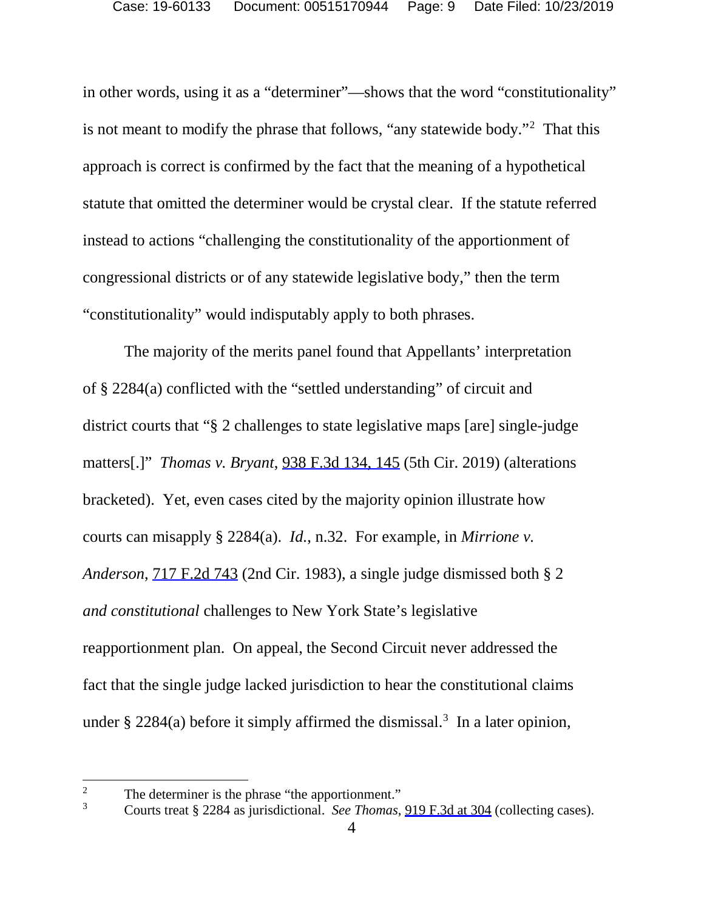in other words, using it as a "determiner"—shows that the word "constitutionality" is not meant to modify the phrase that follows, "any statewide body."[2] That this approach is correct is confirmed by the fact that the meaning of a hypothetical statute that omitted the determiner would be crystal clear. If the statute referred instead to actions "challenging the constitutionality of the apportionment of congressional districts or of any statewide legislative body," then the term "constitutionality" would indisputably apply to both phrases.

The majority of the merits panel found that Appellants' interpretation of § 2284(a) conflicted with the "settled understanding" of circuit and district courts that "§ 2 challenges to state legislative maps [are] single-judge matters[.]" *Thomas v. Bryant*, 938 F.3d 134, 145 (5th Cir. 2019) (alterations bracketed). Yet, even cases cited by the majority opinion illustrate how courts can misapply § 2284(a). *Id.*, n.32. For example, in *Mirrione v. Anderson*, 717 F.2d 743 (2nd Cir. 1983), a single judge dismissed both § 2 *and constitutional* challenges to New York State's legislative reapportionment plan. On appeal, the Second Circuit never addressed the fact that the single judge lacked jurisdiction to hear the constitutional claims under § 2284(a) before it simply affirmed the dismissal.[3] In a later opinion,

---

[2] The determiner is the phrase "the apportionment."

[3] Courts treat § 2284 as jurisdictional. *See Thomas*, 919 F.3d at 304 (collecting cases).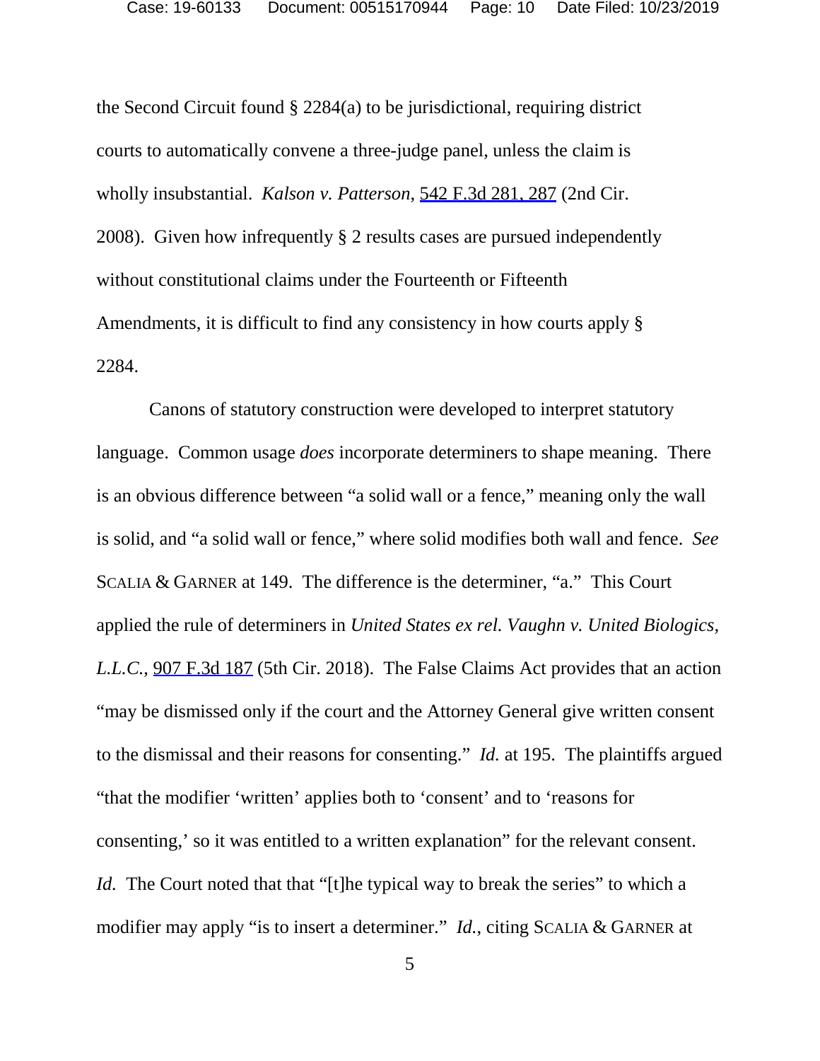the Second Circuit found § 2284(a) to be jurisdictional, requiring district courts to automatically convene a three-judge panel, unless the claim is wholly insubstantial. *Kalson v. Patterson*, 542 F.3d 281, 287 (2nd Cir. 2008). Given how infrequently § 2 results cases are pursued independently without constitutional claims under the Fourteenth or Fifteenth Amendments, it is difficult to find any consistency in how courts apply § 2284.

Canons of statutory construction were developed to interpret statutory language. Common usage *does* incorporate determiners to shape meaning. There is an obvious difference between "a solid wall or a fence," meaning only the wall is solid, and "a solid wall or fence," where solid modifies both wall and fence. *See* SCALIA & GARNER at 149. The difference is the determiner, "a." This Court applied the rule of determiners in *United States ex rel. Vaughn v. United Biologics, L.L.C.*, 907 F.3d 187 (5th Cir. 2018). The False Claims Act provides that an action "may be dismissed only if the court and the Attorney General give written consent to the dismissal and their reasons for consenting." *Id.* at 195. The plaintiffs argued "that the modifier 'written' applies both to 'consent' and to 'reasons for consenting,' so it was entitled to a written explanation" for the relevant consent. *Id.* The Court noted that that "[t]he typical way to break the series" to which a modifier may apply "is to insert a determiner." *Id.*, citing SCALIA & GARNER at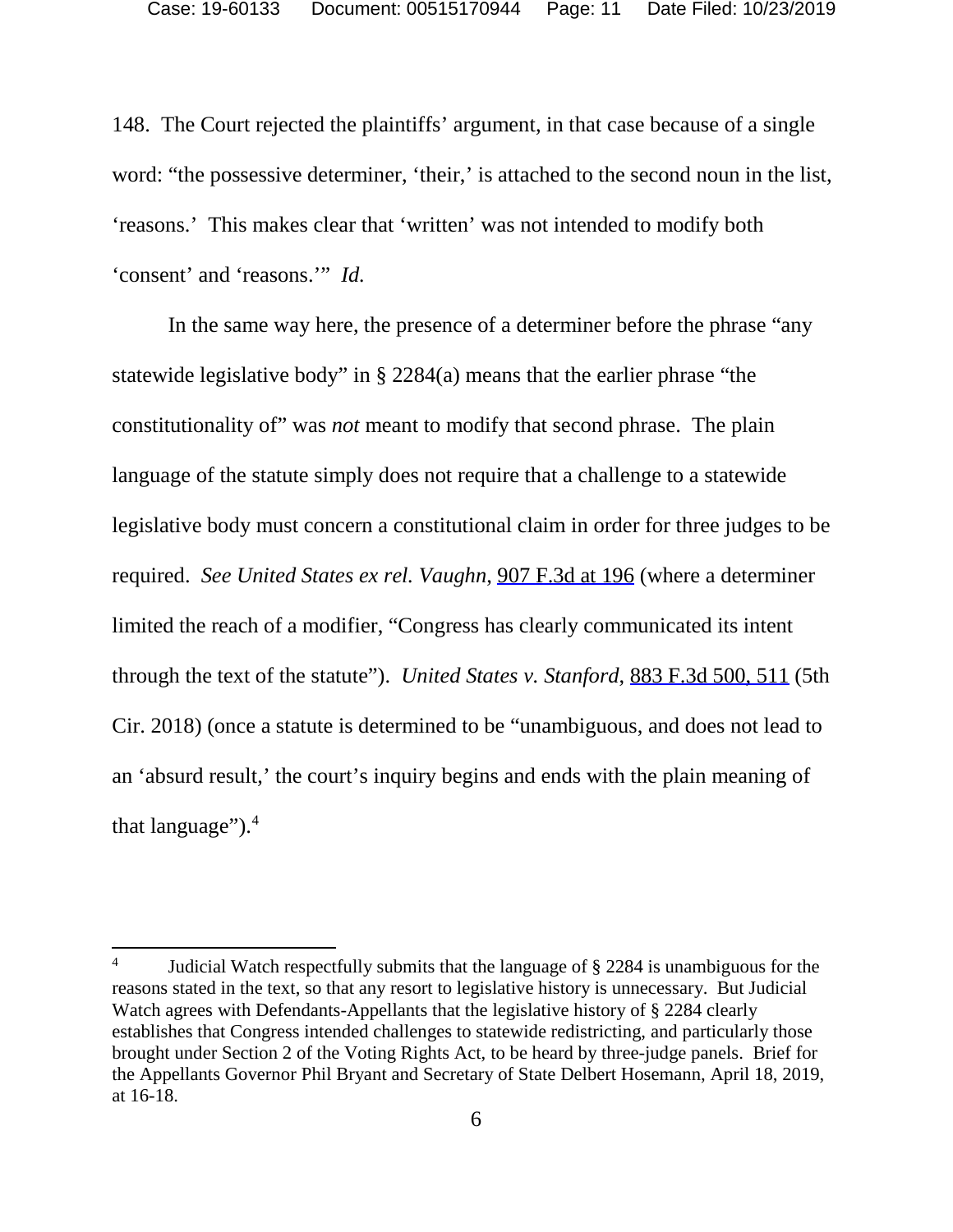148. The Court rejected the plaintiffs' argument, in that case because of a single word: "the possessive determiner, 'their,' is attached to the second noun in the list, 'reasons.' This makes clear that 'written' was not intended to modify both 'consent' and 'reasons.'" *Id.*

In the same way here, the presence of a determiner before the phrase "any statewide legislative body" in § 2284(a) means that the earlier phrase "the constitutionality of" was *not* meant to modify that second phrase. The plain language of the statute simply does not require that a challenge to a statewide legislative body must concern a constitutional claim in order for three judges to be required. *See United States ex rel. Vaughn*, 907 F.3d at 196 (where a determiner limited the reach of a modifier, "Congress has clearly communicated its intent through the text of the statute"). *United States v. Stanford*, 883 F.3d 500, 511 (5th Cir. 2018) (once a statute is determined to be "unambiguous, and does not lead to an 'absurd result,' the court's inquiry begins and ends with the plain meaning of that language").[4]

---

[4] Judicial Watch respectfully submits that the language of § 2284 is unambiguous for the reasons stated in the text, so that any resort to legislative history is unnecessary. But Judicial Watch agrees with Defendants-Appellants that the legislative history of § 2284 clearly establishes that Congress intended challenges to statewide redistricting, and particularly those brought under Section 2 of the Voting Rights Act, to be heard by three-judge panels. Brief for the Appellants Governor Phil Bryant and Secretary of State Delbert Hosemann, April 18, 2019, at 16-18.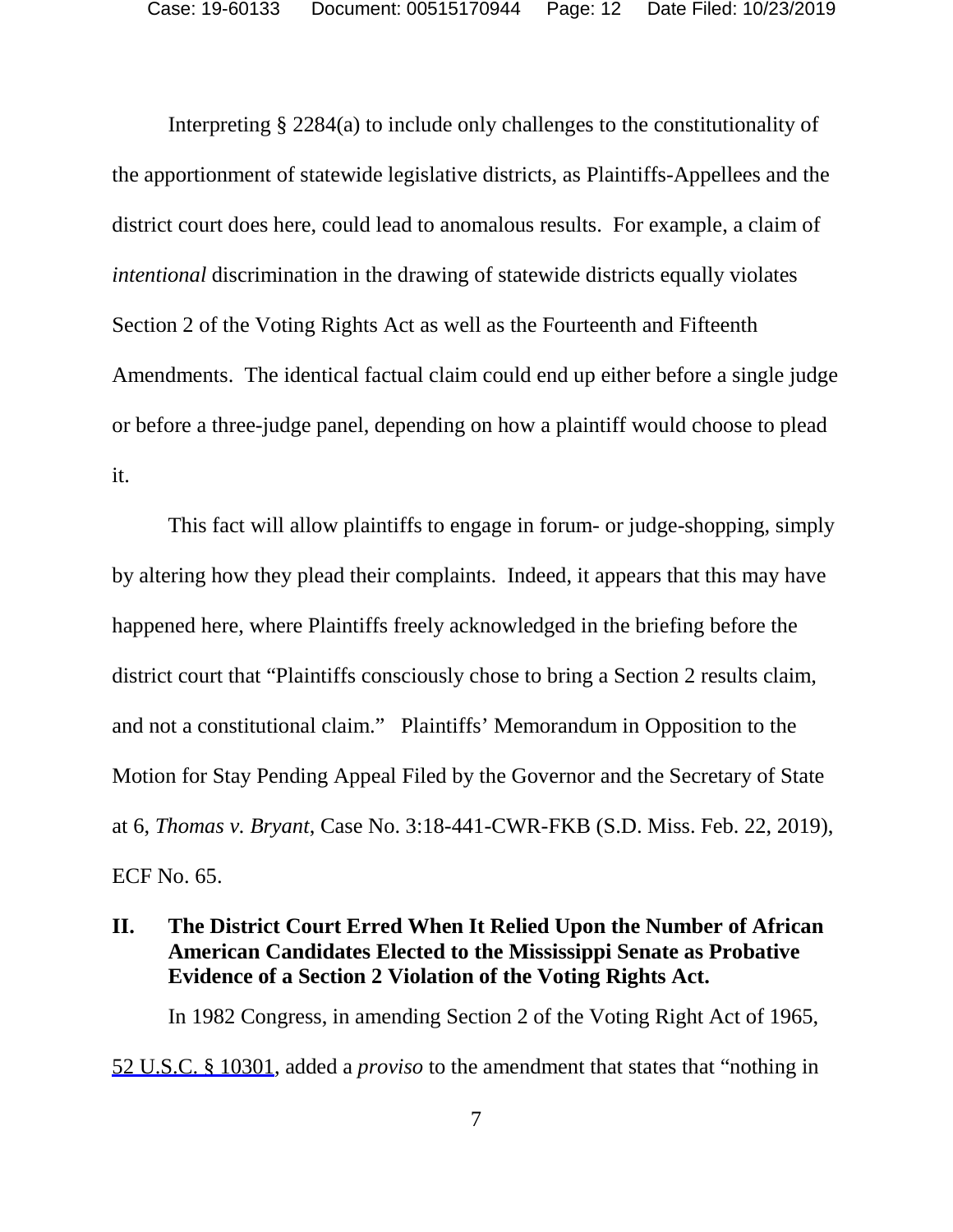Interpreting § 2284(a) to include only challenges to the constitutionality of the apportionment of statewide legislative districts, as Plaintiffs-Appellees and the district court does here, could lead to anomalous results. For example, a claim of *intentional* discrimination in the drawing of statewide districts equally violates Section 2 of the Voting Rights Act as well as the Fourteenth and Fifteenth Amendments. The identical factual claim could end up either before a single judge or before a three-judge panel, depending on how a plaintiff would choose to plead it.

This fact will allow plaintiffs to engage in forum- or judge-shopping, simply by altering how they plead their complaints. Indeed, it appears that this may have happened here, where Plaintiffs freely acknowledged in the briefing before the district court that "Plaintiffs consciously chose to bring a Section 2 results claim, and not a constitutional claim." Plaintiffs' Memorandum in Opposition to the Motion for Stay Pending Appeal Filed by the Governor and the Secretary of State at 6, *Thomas v. Bryant*, Case No. 3:18-441-CWR-FKB (S.D. Miss. Feb. 22, 2019), ECF No. 65.

## II. The District Court Erred When It Relied Upon the Number of African American Candidates Elected to the Mississippi Senate as Probative Evidence of a Section 2 Violation of the Voting Rights Act.

In 1982 Congress, in amending Section 2 of the Voting Right Act of 1965, 52 U.S.C. § 10301, added a *proviso* to the amendment that states that "nothing in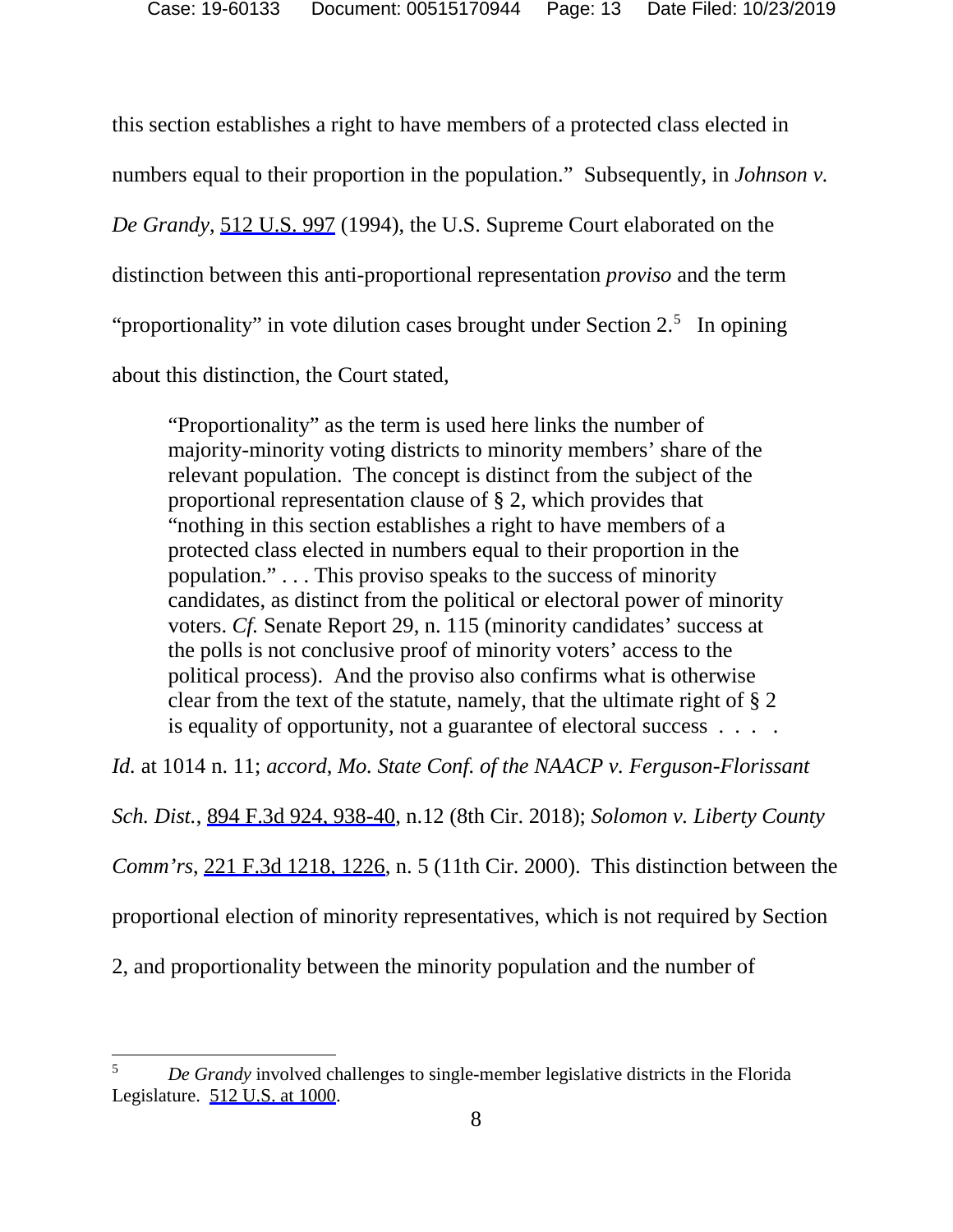this section establishes a right to have members of a protected class elected in numbers equal to their proportion in the population." Subsequently, in *Johnson v. De Grandy*, 512 U.S. 997 (1994), the U.S. Supreme Court elaborated on the distinction between this anti-proportional representation *proviso* and the term "proportionality" in vote dilution cases brought under Section 2.[5] In opining about this distinction, the Court stated,

> "Proportionality" as the term is used here links the number of majority-minority voting districts to minority members' share of the relevant population. The concept is distinct from the subject of the proportional representation clause of § 2, which provides that "nothing in this section establishes a right to have members of a protected class elected in numbers equal to their proportion in the population." . . . This proviso speaks to the success of minority candidates, as distinct from the political or electoral power of minority voters. *Cf.* Senate Report 29, n. 115 (minority candidates' success at the polls is not conclusive proof of minority voters' access to the political process). And the proviso also confirms what is otherwise clear from the text of the statute, namely, that the ultimate right of § 2 is equality of opportunity, not a guarantee of electoral success . . . .

*Id.* at 1014 n. 11; *accord*, *Mo. State Conf. of the NAACP v. Ferguson-Florissant Sch. Dist.*, 894 F.3d 924, 938-40, n.12 (8th Cir. 2018); *Solomon v. Liberty County Comm'rs*, 221 F.3d 1218, 1226, n. 5 (11th Cir. 2000). This distinction between the proportional election of minority representatives, which is not required by Section 2, and proportionality between the minority population and the number of

---

[5] *De Grandy* involved challenges to single-member legislative districts in the Florida Legislature. 512 U.S. at 1000.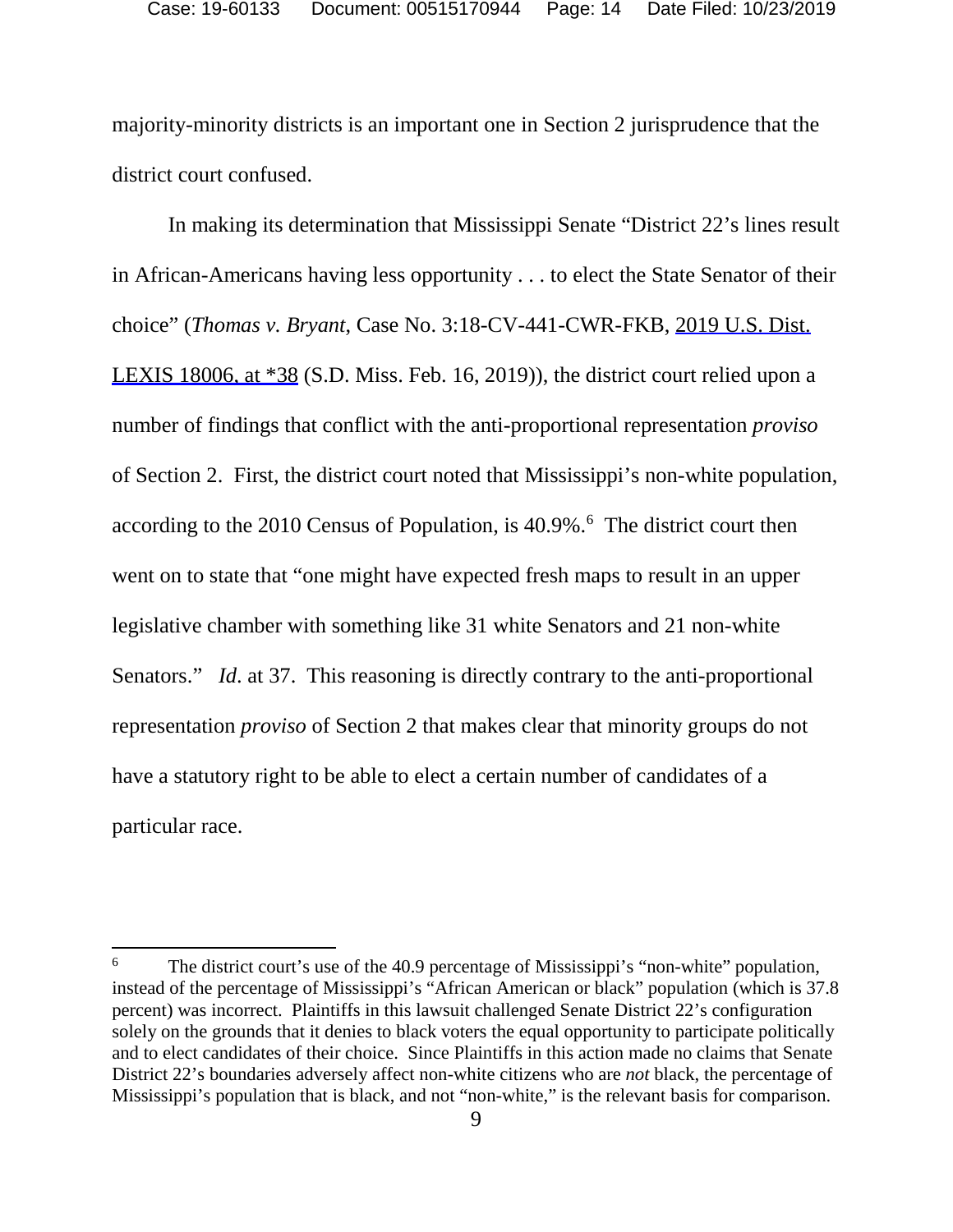majority-minority districts is an important one in Section 2 jurisprudence that the district court confused.

In making its determination that Mississippi Senate "District 22's lines result in African-Americans having less opportunity . . . to elect the State Senator of their choice" (*Thomas v. Bryant*, Case No. 3:18-CV-441-CWR-FKB, 2019 U.S. Dist. LEXIS 18006, at *38 (S.D. Miss. Feb. 16, 2019)), the district court relied upon a number of findings that conflict with the anti-proportional representation *proviso* of Section 2. First, the district court noted that Mississippi's non-white population, according to the 2010 Census of Population, is 40.9%.[6] The district court then went on to state that "one might have expected fresh maps to result in an upper legislative chamber with something like 31 white Senators and 21 non-white Senators." *Id*. at 37. This reasoning is directly contrary to the anti-proportional representation *proviso* of Section 2 that makes clear that minority groups do not have a statutory right to be able to elect a certain number of candidates of a particular race.

---

[6] The district court's use of the 40.9 percentage of Mississippi's "non-white" population, instead of the percentage of Mississippi's "African American or black" population (which is 37.8 percent) was incorrect. Plaintiffs in this lawsuit challenged Senate District 22's configuration solely on the grounds that it denies to black voters the equal opportunity to participate politically and to elect candidates of their choice. Since Plaintiffs in this action made no claims that Senate District 22's boundaries adversely affect non-white citizens who are *not* black, the percentage of Mississippi's population that is black, and not "non-white," is the relevant basis for comparison.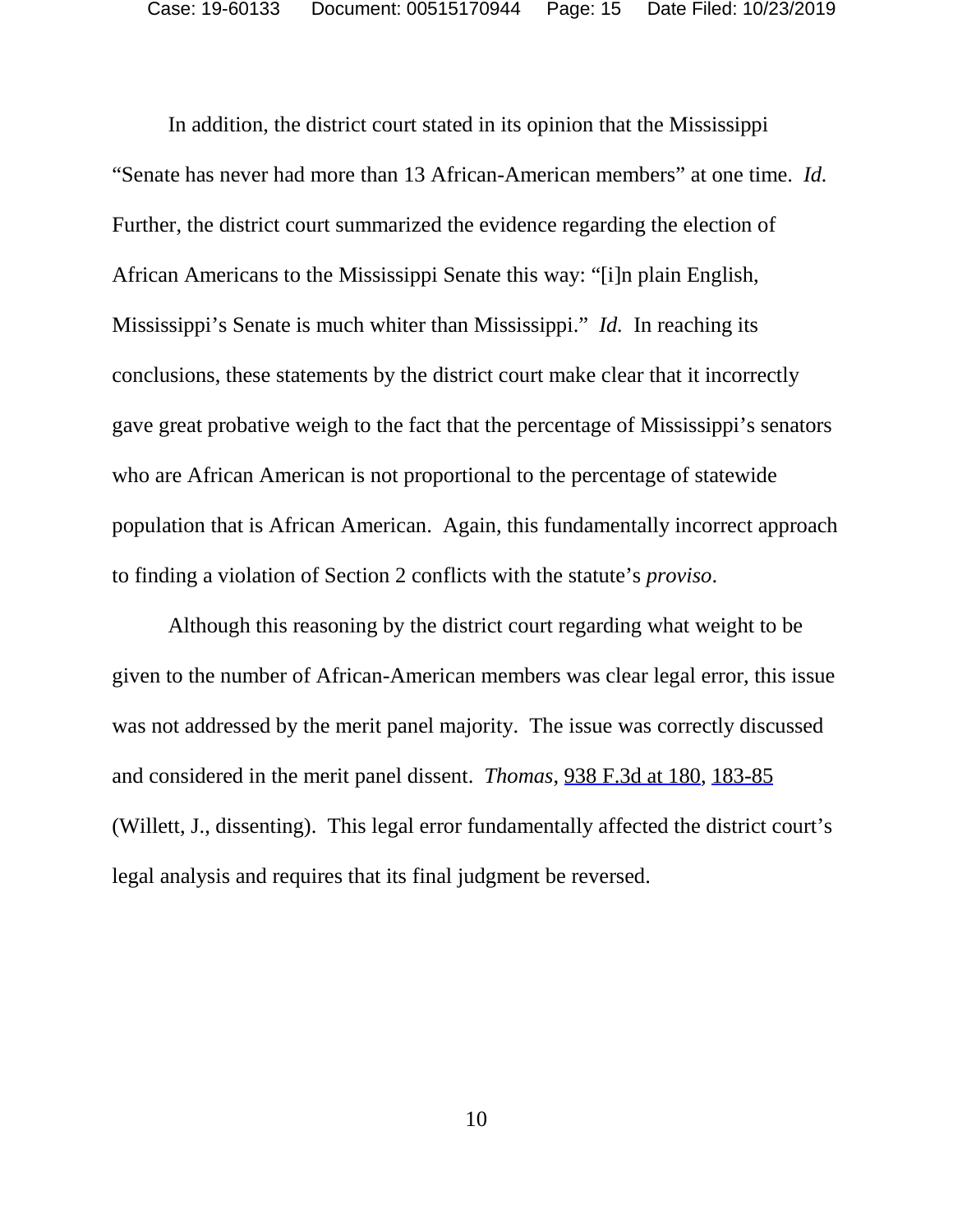In addition, the district court stated in its opinion that the Mississippi "Senate has never had more than 13 African-American members" at one time. *Id.* Further, the district court summarized the evidence regarding the election of African Americans to the Mississippi Senate this way: "[i]n plain English, Mississippi's Senate is much whiter than Mississippi." *Id.* In reaching its conclusions, these statements by the district court make clear that it incorrectly gave great probative weigh to the fact that the percentage of Mississippi's senators who are African American is not proportional to the percentage of statewide population that is African American. Again, this fundamentally incorrect approach to finding a violation of Section 2 conflicts with the statute's *proviso*.

Although this reasoning by the district court regarding what weight to be given to the number of African-American members was clear legal error, this issue was not addressed by the merit panel majority. The issue was correctly discussed and considered in the merit panel dissent. *Thomas*, 938 F.3d at 180, 183-85 (Willett, J., dissenting). This legal error fundamentally affected the district court's legal analysis and requires that its final judgment be reversed.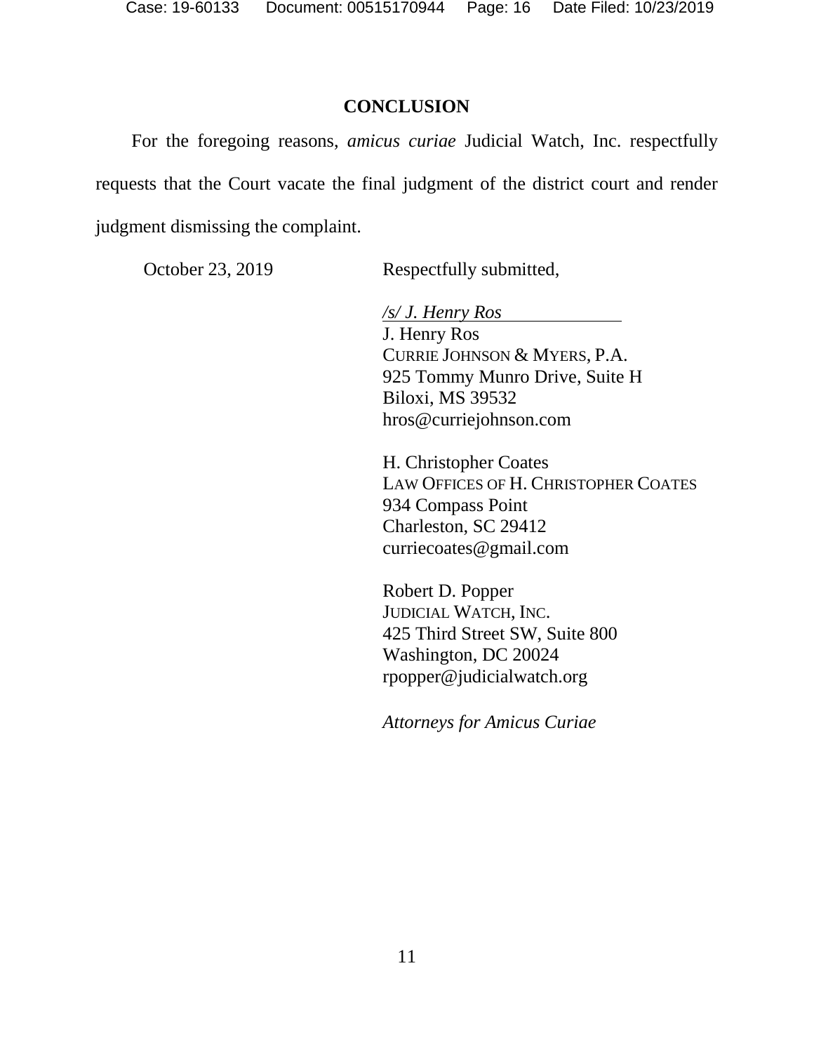## CONCLUSION

For the foregoing reasons, *amicus curiae* Judicial Watch, Inc. respectfully requests that the Court vacate the final judgment of the district court and render judgment dismissing the complaint.

October 23, 2019

Respectfully submitted,

*/s/ J. Henry Ros*
J. Henry Ros
CURRIE JOHNSON & MYERS, P.A.
925 Tommy Munro Drive, Suite H
Biloxi, MS 39532
hros@curriejohnson.com

H. Christopher Coates
LAW OFFICES OF H. CHRISTOPHER COATES
934 Compass Point
Charleston, SC 29412
curriecoates@gmail.com

Robert D. Popper
JUDICIAL WATCH, INC.
425 Third Street SW, Suite 800
Washington, DC 20024
rpopper@judicialwatch.org

*Attorneys for Amicus Curiae*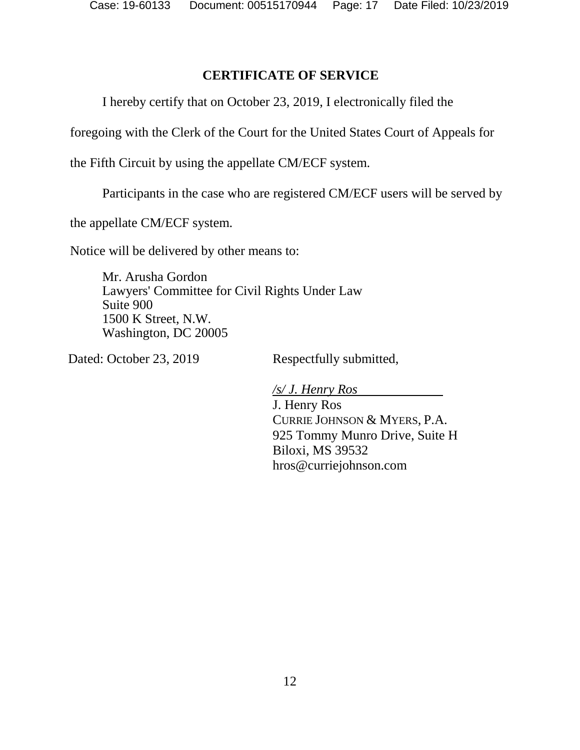## CERTIFICATE OF SERVICE

I hereby certify that on October 23, 2019, I electronically filed the foregoing with the Clerk of the Court for the United States Court of Appeals for the Fifth Circuit by using the appellate CM/ECF system.

Participants in the case who are registered CM/ECF users will be served by the appellate CM/ECF system.

Notice will be delivered by other means to:

Mr. Arusha Gordon
Lawyers' Committee for Civil Rights Under Law
Suite 900
1500 K Street, N.W.
Washington, DC 20005

Dated: October 23, 2019

Respectfully submitted,

*/s/ J. Henry Ros*
J. Henry Ros
CURRIE JOHNSON & MYERS, P.A.
925 Tommy Munro Drive, Suite H
Biloxi, MS 39532
hros@curriejohnson.com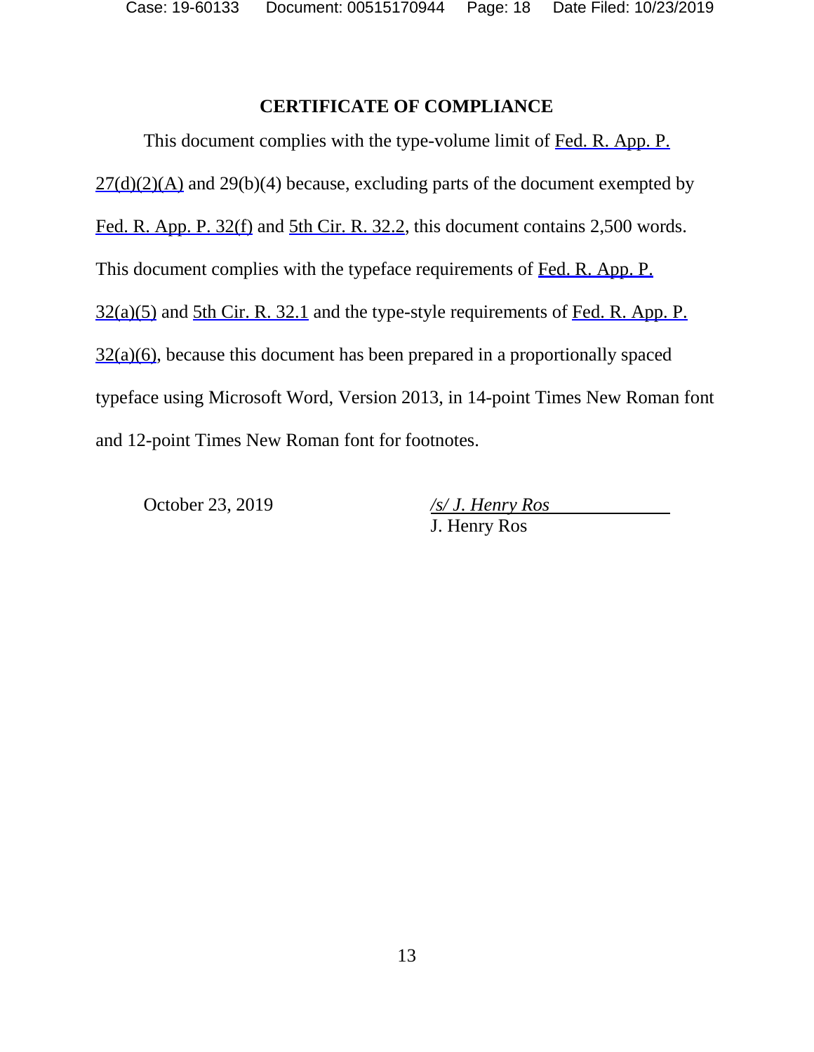## CERTIFICATE OF COMPLIANCE

This document complies with the type-volume limit of Fed. R. App. P. 27(d)(2)(A) and 29(b)(4) because, excluding parts of the document exempted by Fed. R. App. P. 32(f) and 5th Cir. R. 32.2, this document contains 2,500 words. This document complies with the typeface requirements of Fed. R. App. P. 32(a)(5) and 5th Cir. R. 32.1 and the type-style requirements of Fed. R. App. P. 32(a)(6), because this document has been prepared in a proportionally spaced typeface using Microsoft Word, Version 2013, in 14-point Times New Roman font and 12-point Times New Roman font for footnotes.

October 23, 2019

*/s/ J. Henry Ros*
J. Henry Ros